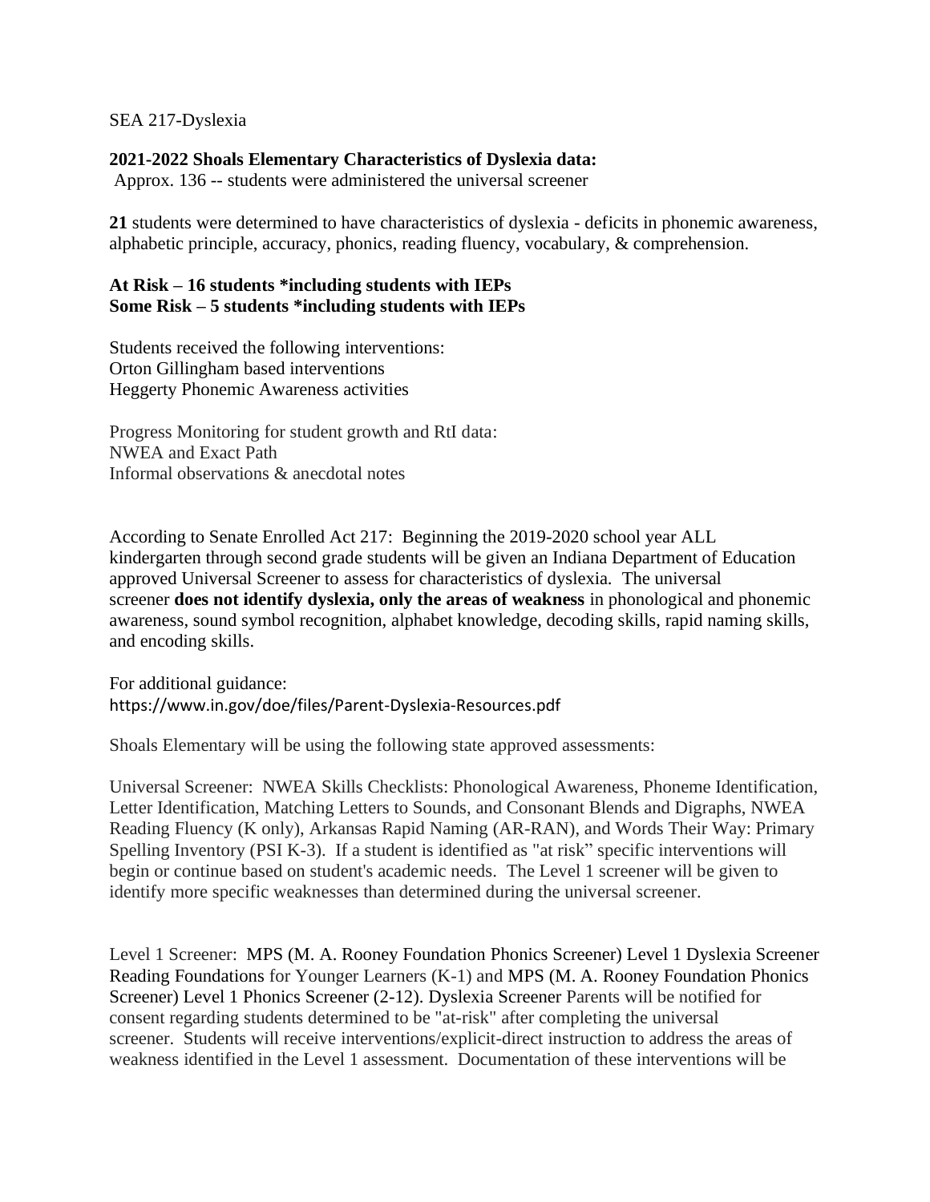SEA 217-Dyslexia

**2021-2022 Shoals Elementary Characteristics of Dyslexia data:**
Approx. 136 -- students were administered the universal screener

**21** students were determined to have characteristics of dyslexia - deficits in phonemic awareness, alphabetic principle, accuracy, phonics, reading fluency, vocabulary, & comprehension.

**At Risk – 16 students *including students with IEPs**
**Some Risk – 5 students *including students with IEPs**

Students received the following interventions:
Orton Gillingham based interventions
Heggerty Phonemic Awareness activities

Progress Monitoring for student growth and RtI data:
NWEA and Exact Path
Informal observations & anecdotal notes

According to Senate Enrolled Act 217: Beginning the 2019-2020 school year ALL kindergarten through second grade students will be given an Indiana Department of Education approved Universal Screener to assess for characteristics of dyslexia. The universal screener **does not identify dyslexia, only the areas of weakness** in phonological and phonemic awareness, sound symbol recognition, alphabet knowledge, decoding skills, rapid naming skills, and encoding skills.

For additional guidance:
https://www.in.gov/doe/files/Parent-Dyslexia-Resources.pdf

Shoals Elementary will be using the following state approved assessments:

Universal Screener: NWEA Skills Checklists: Phonological Awareness, Phoneme Identification, Letter Identification, Matching Letters to Sounds, and Consonant Blends and Digraphs, NWEA Reading Fluency (K only), Arkansas Rapid Naming (AR-RAN), and Words Their Way: Primary Spelling Inventory (PSI K-3). If a student is identified as "at risk" specific interventions will begin or continue based on student's academic needs. The Level 1 screener will be given to identify more specific weaknesses than determined during the universal screener.

Level 1 Screener: MPS (M. A. Rooney Foundation Phonics Screener) Level 1 Dyslexia Screener Reading Foundations for Younger Learners (K-1) and MPS (M. A. Rooney Foundation Phonics Screener) Level 1 Phonics Screener (2-12). Dyslexia Screener Parents will be notified for consent regarding students determined to be "at-risk" after completing the universal screener. Students will receive interventions/explicit-direct instruction to address the areas of weakness identified in the Level 1 assessment. Documentation of these interventions will be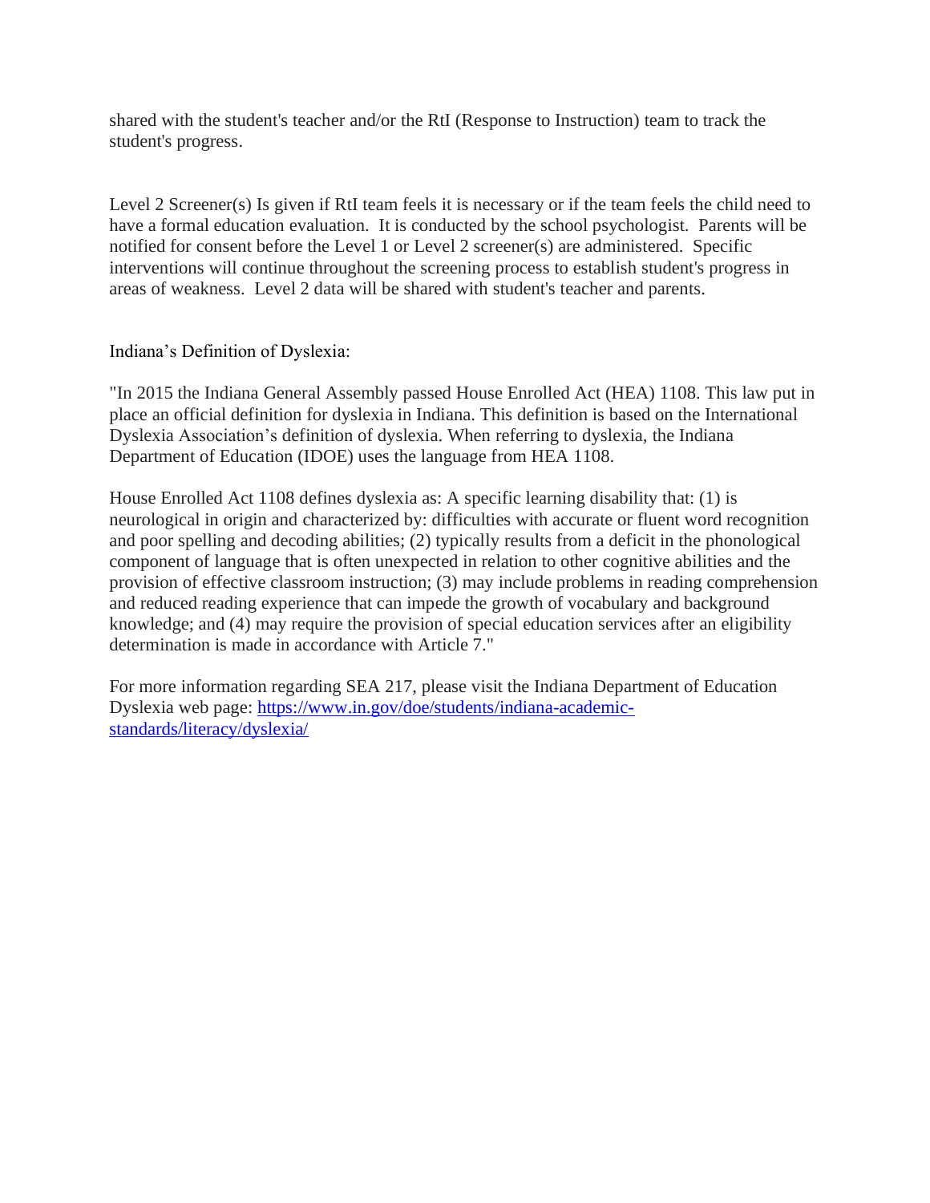shared with the student's teacher and/or the RtI (Response to Instruction) team to track the student's progress.

Level 2 Screener(s) Is given if RtI team feels it is necessary or if the team feels the child need to have a formal education evaluation. It is conducted by the school psychologist. Parents will be notified for consent before the Level 1 or Level 2 screener(s) are administered. Specific interventions will continue throughout the screening process to establish student's progress in areas of weakness. Level 2 data will be shared with student's teacher and parents.

Indiana's Definition of Dyslexia:

"In 2015 the Indiana General Assembly passed House Enrolled Act (HEA) 1108. This law put in place an official definition for dyslexia in Indiana. This definition is based on the International Dyslexia Association's definition of dyslexia. When referring to dyslexia, the Indiana Department of Education (IDOE) uses the language from HEA 1108.

House Enrolled Act 1108 defines dyslexia as: A specific learning disability that: (1) is neurological in origin and characterized by: difficulties with accurate or fluent word recognition and poor spelling and decoding abilities; (2) typically results from a deficit in the phonological component of language that is often unexpected in relation to other cognitive abilities and the provision of effective classroom instruction; (3) may include problems in reading comprehension and reduced reading experience that can impede the growth of vocabulary and background knowledge; and (4) may require the provision of special education services after an eligibility determination is made in accordance with Article 7."

For more information regarding SEA 217, please visit the Indiana Department of Education Dyslexia web page: [https://www.in.gov/doe/students/indiana-academic-standards/literacy/dyslexia/](https://www.in.gov/doe/students/indiana-academic-standards/literacy/dyslexia/)